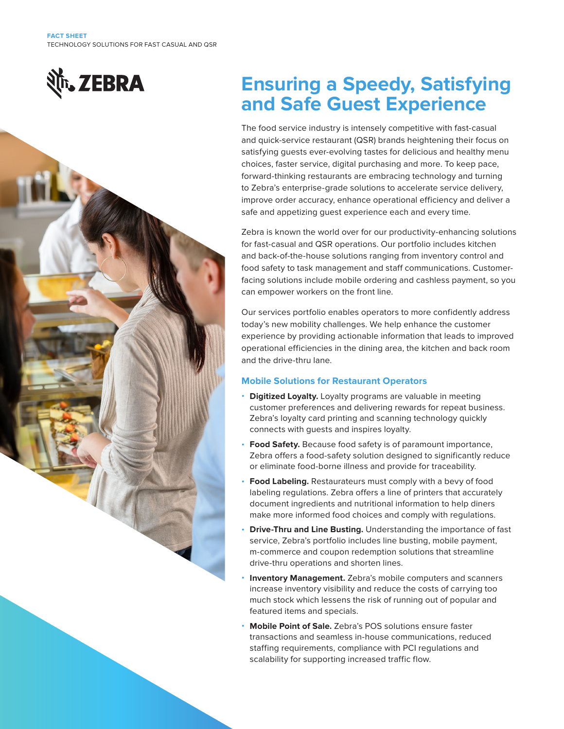FACT SHEET
TECHNOLOGY SOLUTIONS FOR FAST CASUAL AND QSR

# Ensuring a Speedy, Satisfying and Safe Guest Experience

The food service industry is intensely competitive with fast-casual and quick-service restaurant (QSR) brands heightening their focus on satisfying guests ever-evolving tastes for delicious and healthy menu choices, faster service, digital purchasing and more. To keep pace, forward-thinking restaurants are embracing technology and turning to Zebra's enterprise-grade solutions to accelerate service delivery, improve order accuracy, enhance operational efficiency and deliver a safe and appetizing guest experience each and every time.

Zebra is known the world over for our productivity-enhancing solutions for fast-casual and QSR operations. Our portfolio includes kitchen and back-of-the-house solutions ranging from inventory control and food safety to task management and staff communications. Customer-facing solutions include mobile ordering and cashless payment, so you can empower workers on the front line.

Our services portfolio enables operators to more confidently address today's new mobility challenges. We help enhance the customer experience by providing actionable information that leads to improved operational efficiencies in the dining area, the kitchen and back room and the drive-thru lane.

## Mobile Solutions for Restaurant Operators

- **Digitized Loyalty.** Loyalty programs are valuable in meeting customer preferences and delivering rewards for repeat business. Zebra's loyalty card printing and scanning technology quickly connects with guests and inspires loyalty.
- **Food Safety.** Because food safety is of paramount importance, Zebra offers a food-safety solution designed to significantly reduce or eliminate food-borne illness and provide for traceability.
- **Food Labeling.** Restaurateurs must comply with a bevy of food labeling regulations. Zebra offers a line of printers that accurately document ingredients and nutritional information to help diners make more informed food choices and comply with regulations.
- **Drive-Thru and Line Busting.** Understanding the importance of fast service, Zebra's portfolio includes line busting, mobile payment, m-commerce and coupon redemption solutions that streamline drive-thru operations and shorten lines.
- **Inventory Management.** Zebra's mobile computers and scanners increase inventory visibility and reduce the costs of carrying too much stock which lessens the risk of running out of popular and featured items and specials.
- **Mobile Point of Sale.** Zebra's POS solutions ensure faster transactions and seamless in-house communications, reduced staffing requirements, compliance with PCI regulations and scalability for supporting increased traffic flow.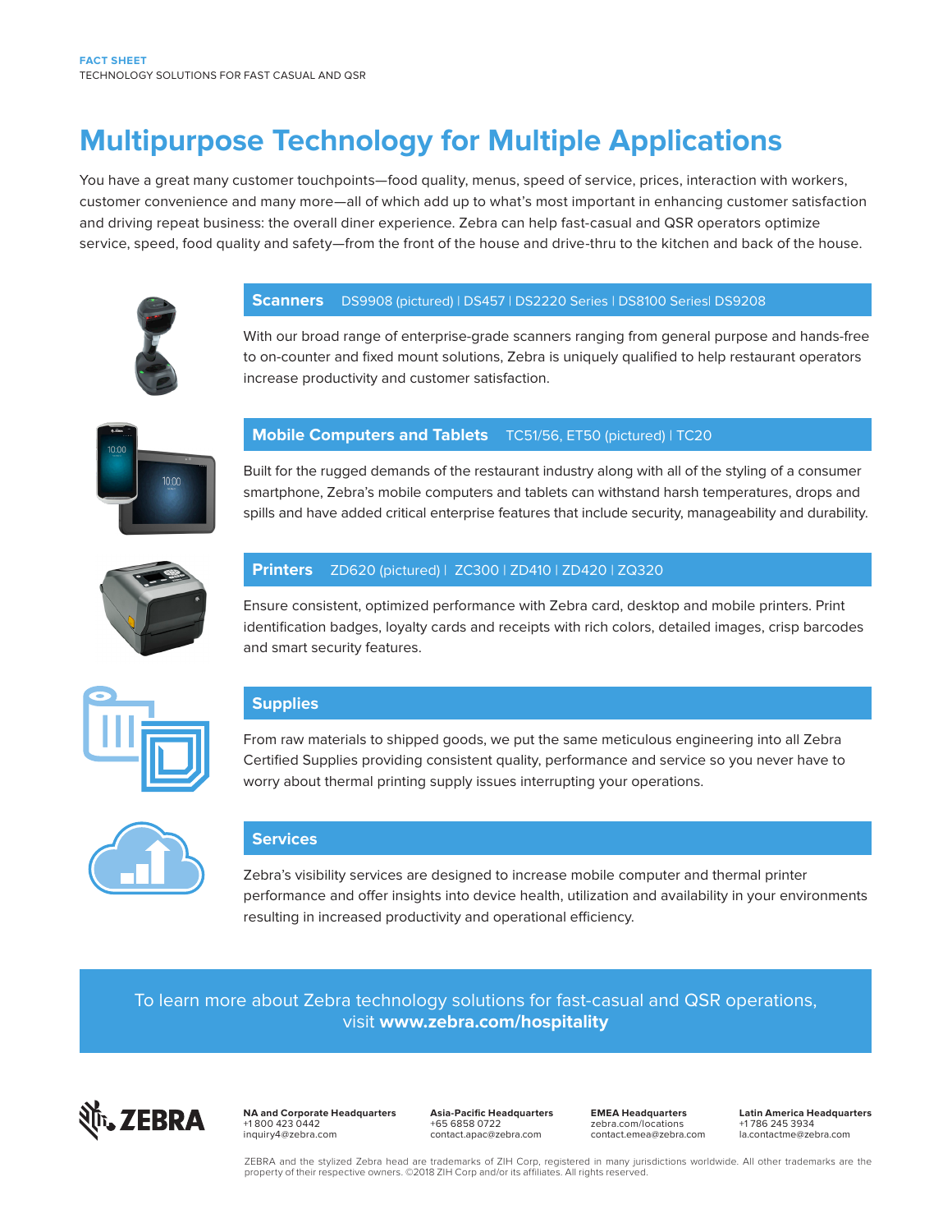FACT SHEET
TECHNOLOGY SOLUTIONS FOR FAST CASUAL AND QSR

# Multipurpose Technology for Multiple Applications

You have a great many customer touchpoints—food quality, menus, speed of service, prices, interaction with workers, customer convenience and many more—all of which add up to what's most important in enhancing customer satisfaction and driving repeat business: the overall diner experience. Zebra can help fast-casual and QSR operators optimize service, speed, food quality and safety—from the front of the house and drive-thru to the kitchen and back of the house.

## Scanners DS9908 (pictured) | DS457 | DS2220 Series | DS8100 Series| DS9208

With our broad range of enterprise-grade scanners ranging from general purpose and hands-free to on-counter and fixed mount solutions, Zebra is uniquely qualified to help restaurant operators increase productivity and customer satisfaction.

## Mobile Computers and Tablets TC51/56, ET50 (pictured) | TC20

Built for the rugged demands of the restaurant industry along with all of the styling of a consumer smartphone, Zebra's mobile computers and tablets can withstand harsh temperatures, drops and spills and have added critical enterprise features that include security, manageability and durability.

## Printers ZD620 (pictured) | ZC300 | ZD410 | ZD420 | ZQ320

Ensure consistent, optimized performance with Zebra card, desktop and mobile printers. Print identification badges, loyalty cards and receipts with rich colors, detailed images, crisp barcodes and smart security features.

## Supplies

From raw materials to shipped goods, we put the same meticulous engineering into all Zebra Certified Supplies providing consistent quality, performance and service so you never have to worry about thermal printing supply issues interrupting your operations.

## Services

Zebra's visibility services are designed to increase mobile computer and thermal printer performance and offer insights into device health, utilization and availability in your environments resulting in increased productivity and operational efficiency.

To learn more about Zebra technology solutions for fast-casual and QSR operations, visit **www.zebra.com/hospitality**

**NA and Corporate Headquarters**
+1 800 423 0442
inquiry4@zebra.com

**Asia-Pacific Headquarters**
+65 6858 0722
contact.apac@zebra.com

**EMEA Headquarters**
zebra.com/locations
contact.emea@zebra.com

**Latin America Headquarters**
+1 786 245 3934
la.contactme@zebra.com

ZEBRA and the stylized Zebra head are trademarks of ZIH Corp, registered in many jurisdictions worldwide. All other trademarks are the property of their respective owners. ©2018 ZIH Corp and/or its affiliates. All rights reserved.